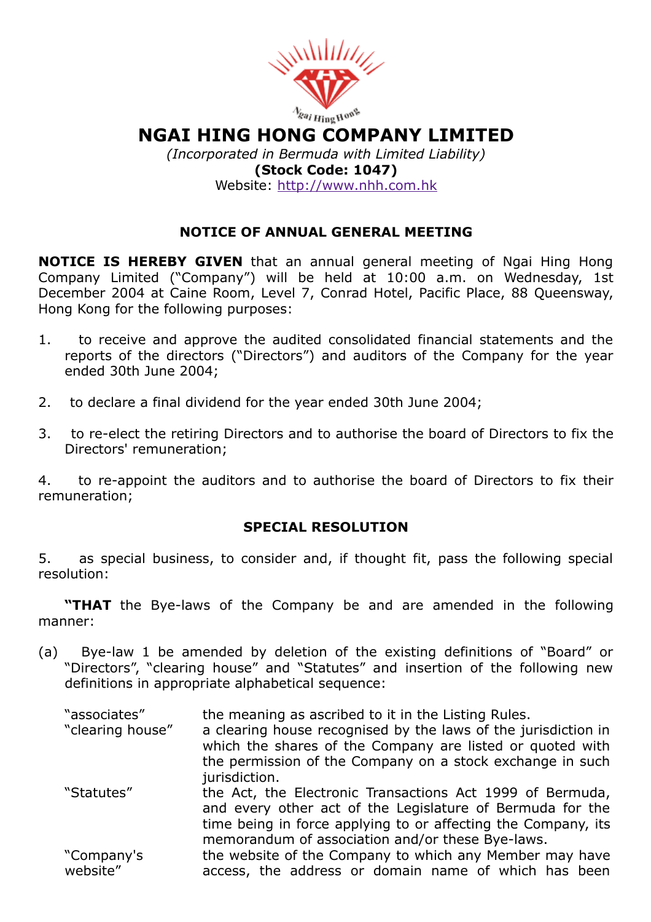# NGAI HING HONG COMPANY LIMITED

*(Incorporated in Bermuda with Limited Liability)*

**(Stock Code: 1047)**

Website: http://www.nhh.com.hk

## NOTICE OF ANNUAL GENERAL MEETING

**NOTICE IS HEREBY GIVEN** that an annual general meeting of Ngai Hing Hong Company Limited ("Company") will be held at 10:00 a.m. on Wednesday, 1st December 2004 at Caine Room, Level 7, Conrad Hotel, Pacific Place, 88 Queensway, Hong Kong for the following purposes:

1. to receive and approve the audited consolidated financial statements and the reports of the directors ("Directors") and auditors of the Company for the year ended 30th June 2004;

2. to declare a final dividend for the year ended 30th June 2004;

3. to re-elect the retiring Directors and to authorise the board of Directors to fix the Directors' remuneration;

4. to re-appoint the auditors and to authorise the board of Directors to fix their remuneration;

## SPECIAL RESOLUTION

5. as special business, to consider and, if thought fit, pass the following special resolution:

**"THAT** the Bye-laws of the Company be and are amended in the following manner:

(a) Bye-law 1 be amended by deletion of the existing definitions of "Board" or "Directors", "clearing house" and "Statutes" and insertion of the following new definitions in appropriate alphabetical sequence:

| | |
|---|---|
| "associates" | the meaning as ascribed to it in the Listing Rules. |
| "clearing house" | a clearing house recognised by the laws of the jurisdiction in which the shares of the Company are listed or quoted with the permission of the Company on a stock exchange in such jurisdiction. |
| "Statutes" | the Act, the Electronic Transactions Act 1999 of Bermuda, and every other act of the Legislature of Bermuda for the time being in force applying to or affecting the Company, its memorandum of association and/or these Bye-laws. |
| "Company's website" | the website of the Company to which any Member may have access, the address or domain name of which has been |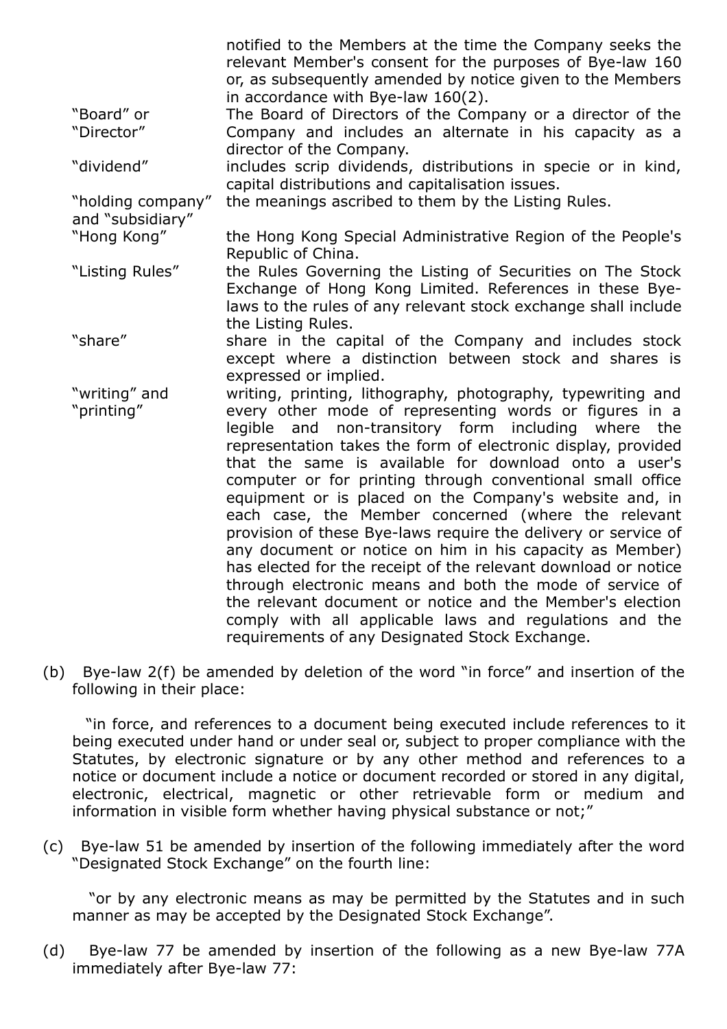| | |
|---|---|
| | notified to the Members at the time the Company seeks the relevant Member's consent for the purposes of Bye-law 160 or, as subsequently amended by notice given to the Members in accordance with Bye-law 160(2). |
| "Board" or "Director" | The Board of Directors of the Company or a director of the Company and includes an alternate in his capacity as a director of the Company. |
| "dividend" | includes scrip dividends, distributions in specie or in kind, capital distributions and capitalisation issues. |
| "holding company" and "subsidiary" | the meanings ascribed to them by the Listing Rules. |
| "Hong Kong" | the Hong Kong Special Administrative Region of the People's Republic of China. |
| "Listing Rules" | the Rules Governing the Listing of Securities on The Stock Exchange of Hong Kong Limited. References in these Bye-laws to the rules of any relevant stock exchange shall include the Listing Rules. |
| "share" | share in the capital of the Company and includes stock except where a distinction between stock and shares is expressed or implied. |
| "writing" and "printing" | writing, printing, lithography, photography, typewriting and every other mode of representing words or figures in a legible and non-transitory form including where the representation takes the form of electronic display, provided that the same is available for download onto a user's computer or for printing through conventional small office equipment or is placed on the Company's website and, in each case, the Member concerned (where the relevant provision of these Bye-laws require the delivery or service of any document or notice on him in his capacity as Member) has elected for the receipt of the relevant download or notice through electronic means and both the mode of service of the relevant document or notice and the Member's election comply with all applicable laws and regulations and the requirements of any Designated Stock Exchange. |

(b) Bye-law 2(f) be amended by deletion of the word "in force" and insertion of the following in their place:

"in force, and references to a document being executed include references to it being executed under hand or under seal or, subject to proper compliance with the Statutes, by electronic signature or by any other method and references to a notice or document include a notice or document recorded or stored in any digital, electronic, electrical, magnetic or other retrievable form or medium and information in visible form whether having physical substance or not;"

(c) Bye-law 51 be amended by insertion of the following immediately after the word "Designated Stock Exchange" on the fourth line:

"or by any electronic means as may be permitted by the Statutes and in such manner as may be accepted by the Designated Stock Exchange".

(d) Bye-law 77 be amended by insertion of the following as a new Bye-law 77A immediately after Bye-law 77: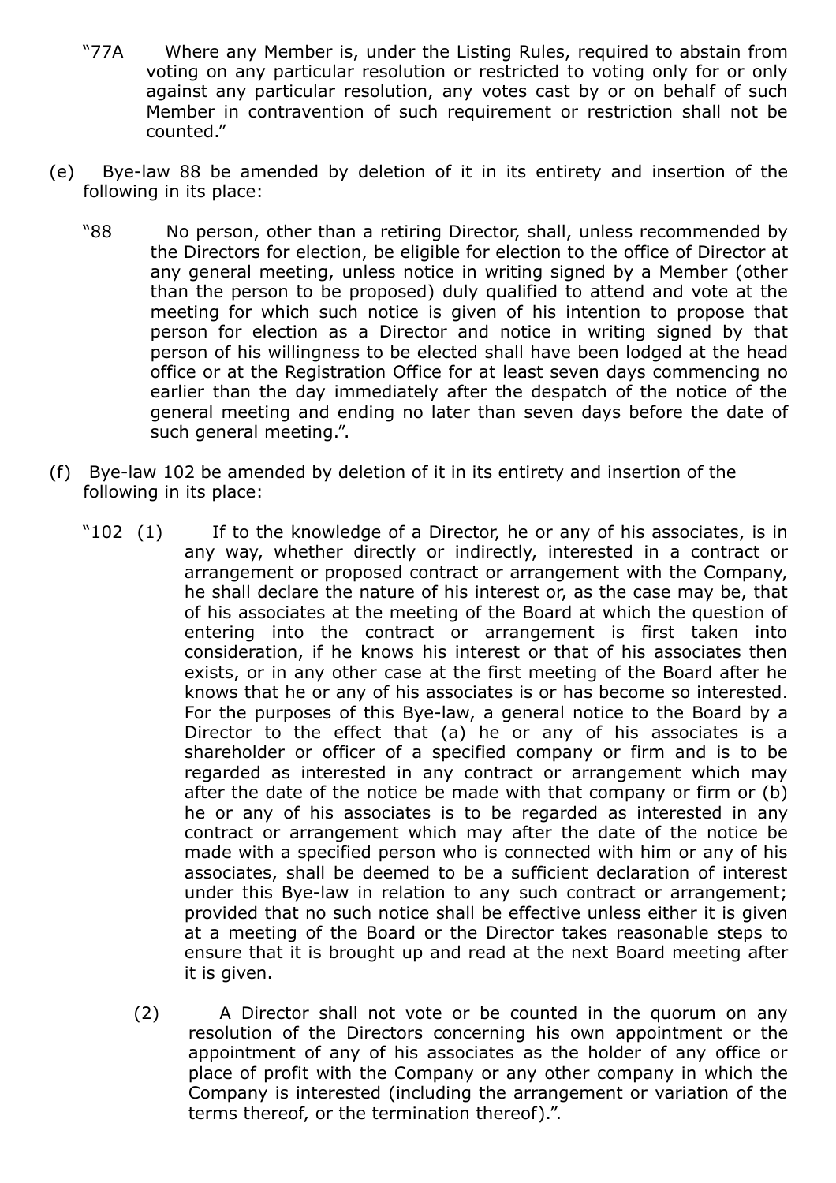"77A Where any Member is, under the Listing Rules, required to abstain from voting on any particular resolution or restricted to voting only for or only against any particular resolution, any votes cast by or on behalf of such Member in contravention of such requirement or restriction shall not be counted."

(e) Bye-law 88 be amended by deletion of it in its entirety and insertion of the following in its place:

"88 No person, other than a retiring Director, shall, unless recommended by the Directors for election, be eligible for election to the office of Director at any general meeting, unless notice in writing signed by a Member (other than the person to be proposed) duly qualified to attend and vote at the meeting for which such notice is given of his intention to propose that person for election as a Director and notice in writing signed by that person of his willingness to be elected shall have been lodged at the head office or at the Registration Office for at least seven days commencing no earlier than the day immediately after the despatch of the notice of the general meeting and ending no later than seven days before the date of such general meeting.".

(f) Bye-law 102 be amended by deletion of it in its entirety and insertion of the following in its place:

"102 (1) If to the knowledge of a Director, he or any of his associates, is in any way, whether directly or indirectly, interested in a contract or arrangement or proposed contract or arrangement with the Company, he shall declare the nature of his interest or, as the case may be, that of his associates at the meeting of the Board at which the question of entering into the contract or arrangement is first taken into consideration, if he knows his interest or that of his associates then exists, or in any other case at the first meeting of the Board after he knows that he or any of his associates is or has become so interested. For the purposes of this Bye-law, a general notice to the Board by a Director to the effect that (a) he or any of his associates is a shareholder or officer of a specified company or firm and is to be regarded as interested in any contract or arrangement which may after the date of the notice be made with that company or firm or (b) he or any of his associates is to be regarded as interested in any contract or arrangement which may after the date of the notice be made with a specified person who is connected with him or any of his associates, shall be deemed to be a sufficient declaration of interest under this Bye-law in relation to any such contract or arrangement; provided that no such notice shall be effective unless either it is given at a meeting of the Board or the Director takes reasonable steps to ensure that it is brought up and read at the next Board meeting after it is given.

(2) A Director shall not vote or be counted in the quorum on any resolution of the Directors concerning his own appointment or the appointment of any of his associates as the holder of any office or place of profit with the Company or any other company in which the Company is interested (including the arrangement or variation of the terms thereof, or the termination thereof).".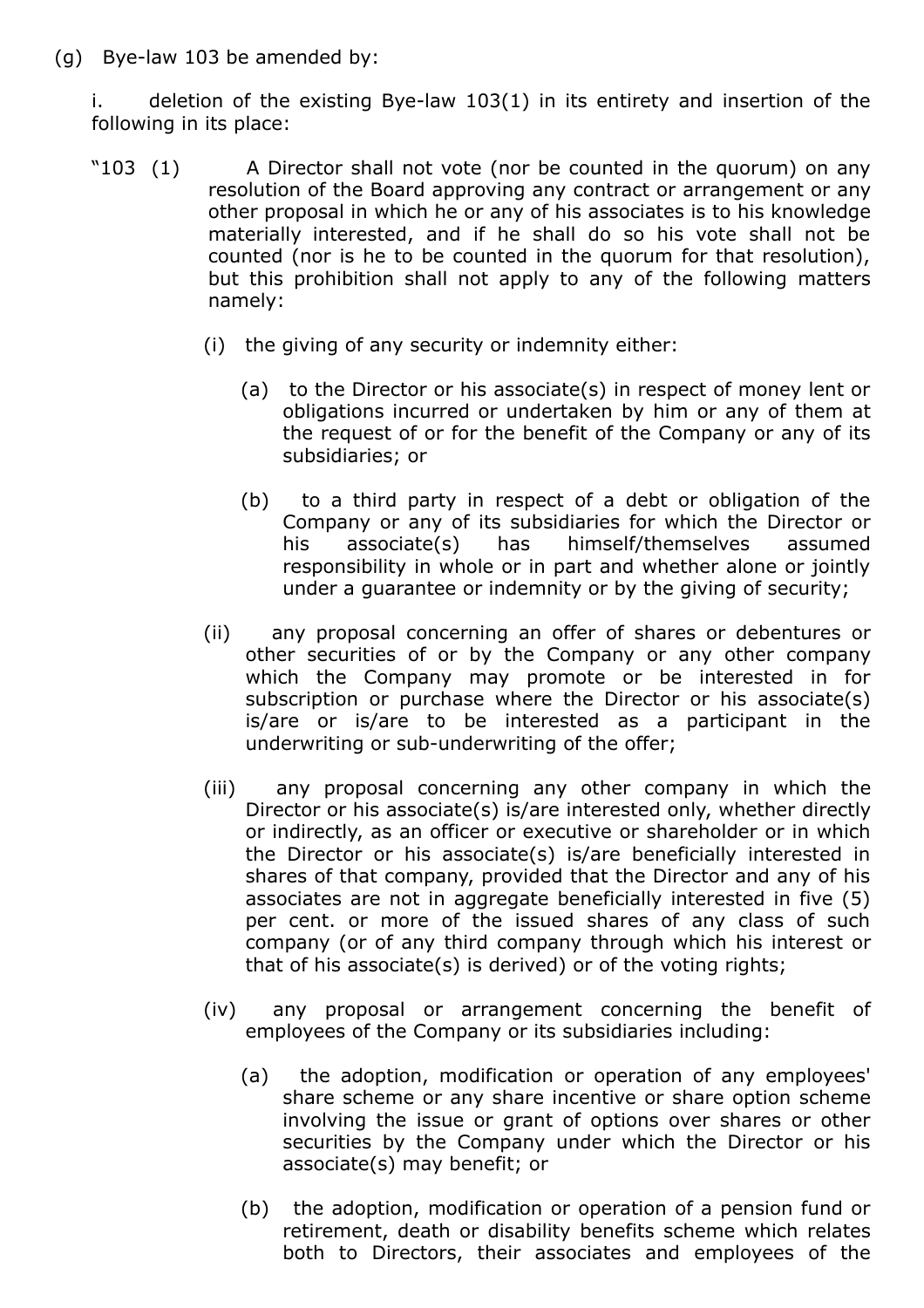(g) Bye-law 103 be amended by:

i. deletion of the existing Bye-law 103(1) in its entirety and insertion of the following in its place:

"103 (1) A Director shall not vote (nor be counted in the quorum) on any resolution of the Board approving any contract or arrangement or any other proposal in which he or any of his associates is to his knowledge materially interested, and if he shall do so his vote shall not be counted (nor is he to be counted in the quorum for that resolution), but this prohibition shall not apply to any of the following matters namely:

(i) the giving of any security or indemnity either:

(a) to the Director or his associate(s) in respect of money lent or obligations incurred or undertaken by him or any of them at the request of or for the benefit of the Company or any of its subsidiaries; or

(b) to a third party in respect of a debt or obligation of the Company or any of its subsidiaries for which the Director or his associate(s) has himself/themselves assumed responsibility in whole or in part and whether alone or jointly under a guarantee or indemnity or by the giving of security;

(ii) any proposal concerning an offer of shares or debentures or other securities of or by the Company or any other company which the Company may promote or be interested in for subscription or purchase where the Director or his associate(s) is/are or is/are to be interested as a participant in the underwriting or sub-underwriting of the offer;

(iii) any proposal concerning any other company in which the Director or his associate(s) is/are interested only, whether directly or indirectly, as an officer or executive or shareholder or in which the Director or his associate(s) is/are beneficially interested in shares of that company, provided that the Director and any of his associates are not in aggregate beneficially interested in five (5) per cent. or more of the issued shares of any class of such company (or of any third company through which his interest or that of his associate(s) is derived) or of the voting rights;

(iv) any proposal or arrangement concerning the benefit of employees of the Company or its subsidiaries including:

(a) the adoption, modification or operation of any employees' share scheme or any share incentive or share option scheme involving the issue or grant of options over shares or other securities by the Company under which the Director or his associate(s) may benefit; or

(b) the adoption, modification or operation of a pension fund or retirement, death or disability benefits scheme which relates both to Directors, their associates and employees of the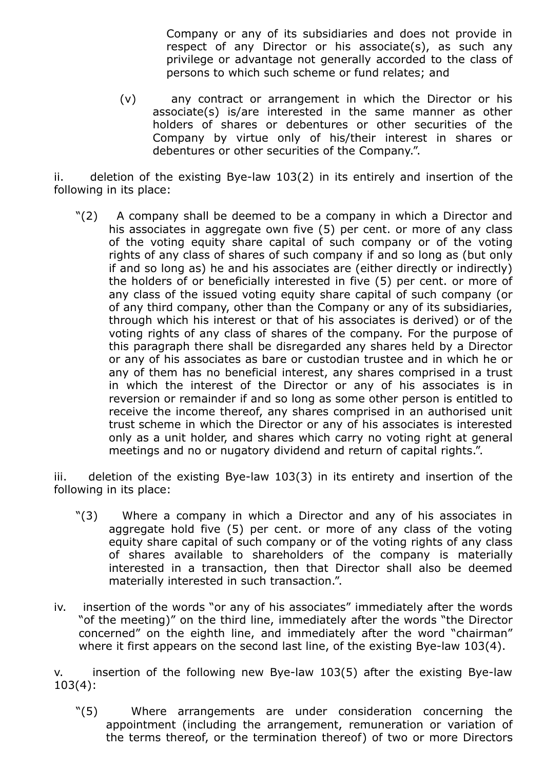Company or any of its subsidiaries and does not provide in respect of any Director or his associate(s), as such any privilege or advantage not generally accorded to the class of persons to which such scheme or fund relates; and

(v) any contract or arrangement in which the Director or his associate(s) is/are interested in the same manner as other holders of shares or debentures or other securities of the Company by virtue only of his/their interest in shares or debentures or other securities of the Company.".

ii. deletion of the existing Bye-law 103(2) in its entirely and insertion of the following in its place:

> "(2) A company shall be deemed to be a company in which a Director and his associates in aggregate own five (5) per cent. or more of any class of the voting equity share capital of such company or of the voting rights of any class of shares of such company if and so long as (but only if and so long as) he and his associates are (either directly or indirectly) the holders of or beneficially interested in five (5) per cent. or more of any class of the issued voting equity share capital of such company (or of any third company, other than the Company or any of its subsidiaries, through which his interest or that of his associates is derived) or of the voting rights of any class of shares of the company. For the purpose of this paragraph there shall be disregarded any shares held by a Director or any of his associates as bare or custodian trustee and in which he or any of them has no beneficial interest, any shares comprised in a trust in which the interest of the Director or any of his associates is in reversion or remainder if and so long as some other person is entitled to receive the income thereof, any shares comprised in an authorised unit trust scheme in which the Director or any of his associates is interested only as a unit holder, and shares which carry no voting right at general meetings and no or nugatory dividend and return of capital rights.".

iii. deletion of the existing Bye-law 103(3) in its entirety and insertion of the following in its place:

> "(3) Where a company in which a Director and any of his associates in aggregate hold five (5) per cent. or more of any class of the voting equity share capital of such company or of the voting rights of any class of shares available to shareholders of the company is materially interested in a transaction, then that Director shall also be deemed materially interested in such transaction.".

iv. insertion of the words "or any of his associates" immediately after the words "of the meeting)" on the third line, immediately after the words "the Director concerned" on the eighth line, and immediately after the word "chairman" where it first appears on the second last line, of the existing Bye-law 103(4).

v. insertion of the following new Bye-law 103(5) after the existing Bye-law 103(4):

> "(5) Where arrangements are under consideration concerning the appointment (including the arrangement, remuneration or variation of the terms thereof, or the termination thereof) of two or more Directors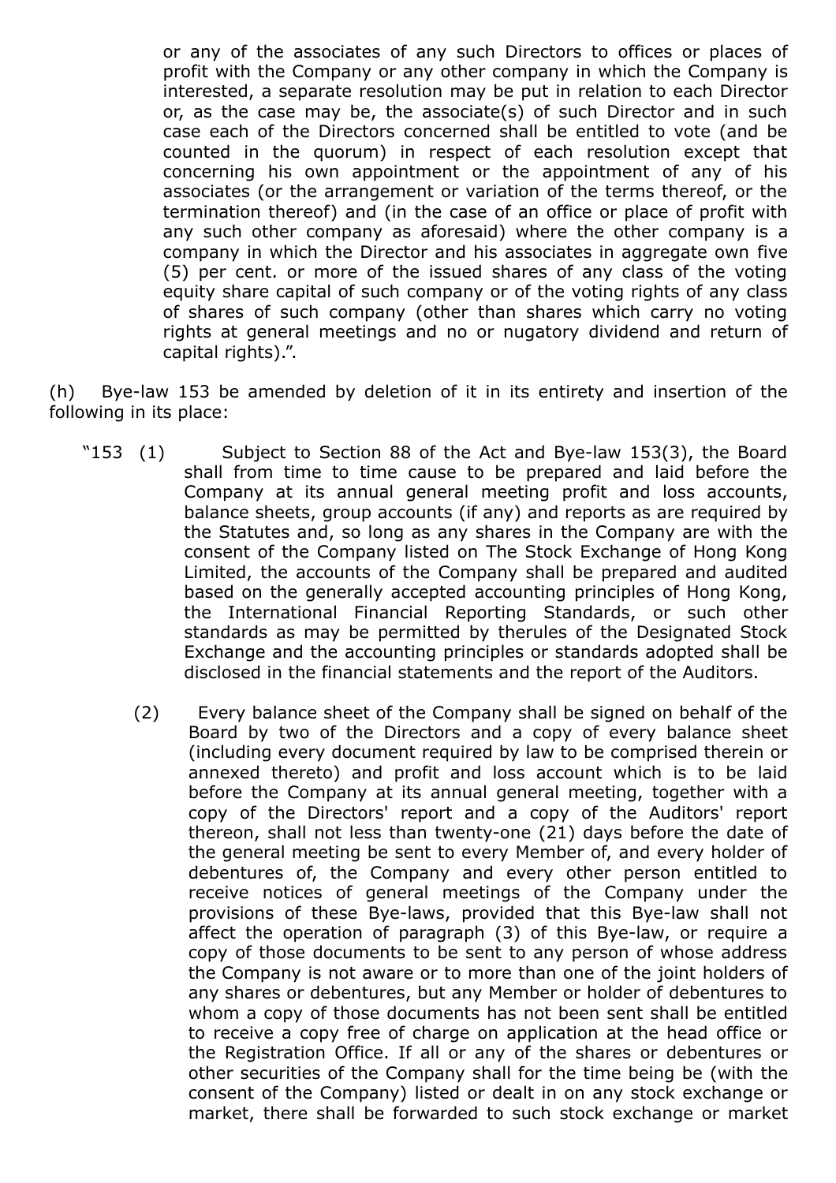or any of the associates of any such Directors to offices or places of profit with the Company or any other company in which the Company is interested, a separate resolution may be put in relation to each Director or, as the case may be, the associate(s) of such Director and in such case each of the Directors concerned shall be entitled to vote (and be counted in the quorum) in respect of each resolution except that concerning his own appointment or the appointment of any of his associates (or the arrangement or variation of the terms thereof, or the termination thereof) and (in the case of an office or place of profit with any such other company as aforesaid) where the other company is a company in which the Director and his associates in aggregate own five (5) per cent. or more of the issued shares of any class of the voting equity share capital of such company or of the voting rights of any class of shares of such company (other than shares which carry no voting rights at general meetings and no or nugatory dividend and return of capital rights).".

(h) Bye-law 153 be amended by deletion of it in its entirety and insertion of the following in its place:

"153 (1) Subject to Section 88 of the Act and Bye-law 153(3), the Board shall from time to time cause to be prepared and laid before the Company at its annual general meeting profit and loss accounts, balance sheets, group accounts (if any) and reports as are required by the Statutes and, so long as any shares in the Company are with the consent of the Company listed on The Stock Exchange of Hong Kong Limited, the accounts of the Company shall be prepared and audited based on the generally accepted accounting principles of Hong Kong, the International Financial Reporting Standards, or such other standards as may be permitted by therules of the Designated Stock Exchange and the accounting principles or standards adopted shall be disclosed in the financial statements and the report of the Auditors.

(2) Every balance sheet of the Company shall be signed on behalf of the Board by two of the Directors and a copy of every balance sheet (including every document required by law to be comprised therein or annexed thereto) and profit and loss account which is to be laid before the Company at its annual general meeting, together with a copy of the Directors' report and a copy of the Auditors' report thereon, shall not less than twenty-one (21) days before the date of the general meeting be sent to every Member of, and every holder of debentures of, the Company and every other person entitled to receive notices of general meetings of the Company under the provisions of these Bye-laws, provided that this Bye-law shall not affect the operation of paragraph (3) of this Bye-law, or require a copy of those documents to be sent to any person of whose address the Company is not aware or to more than one of the joint holders of any shares or debentures, but any Member or holder of debentures to whom a copy of those documents has not been sent shall be entitled to receive a copy free of charge on application at the head office or the Registration Office. If all or any of the shares or debentures or other securities of the Company shall for the time being be (with the consent of the Company) listed or dealt in on any stock exchange or market, there shall be forwarded to such stock exchange or market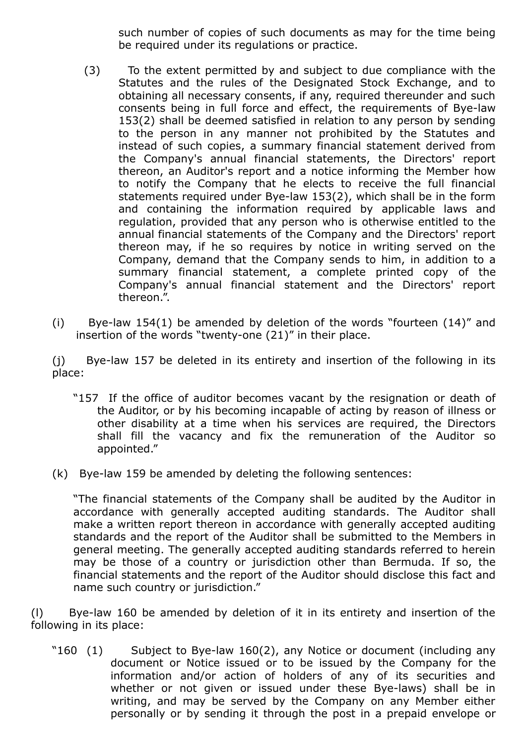such number of copies of such documents as may for the time being be required under its regulations or practice.

(3) To the extent permitted by and subject to due compliance with the Statutes and the rules of the Designated Stock Exchange, and to obtaining all necessary consents, if any, required thereunder and such consents being in full force and effect, the requirements of Bye-law 153(2) shall be deemed satisfied in relation to any person by sending to the person in any manner not prohibited by the Statutes and instead of such copies, a summary financial statement derived from the Company's annual financial statements, the Directors' report thereon, an Auditor's report and a notice informing the Member how to notify the Company that he elects to receive the full financial statements required under Bye-law 153(2), which shall be in the form and containing the information required by applicable laws and regulation, provided that any person who is otherwise entitled to the annual financial statements of the Company and the Directors' report thereon may, if he so requires by notice in writing served on the Company, demand that the Company sends to him, in addition to a summary financial statement, a complete printed copy of the Company's annual financial statement and the Directors' report thereon.".

(i) Bye-law 154(1) be amended by deletion of the words "fourteen (14)" and insertion of the words "twenty-one (21)" in their place.

(j) Bye-law 157 be deleted in its entirety and insertion of the following in its place:

"157 If the office of auditor becomes vacant by the resignation or death of the Auditor, or by his becoming incapable of acting by reason of illness or other disability at a time when his services are required, the Directors shall fill the vacancy and fix the remuneration of the Auditor so appointed."

(k) Bye-law 159 be amended by deleting the following sentences:

"The financial statements of the Company shall be audited by the Auditor in accordance with generally accepted auditing standards. The Auditor shall make a written report thereon in accordance with generally accepted auditing standards and the report of the Auditor shall be submitted to the Members in general meeting. The generally accepted auditing standards referred to herein may be those of a country or jurisdiction other than Bermuda. If so, the financial statements and the report of the Auditor should disclose this fact and name such country or jurisdiction."

(l) Bye-law 160 be amended by deletion of it in its entirety and insertion of the following in its place:

"160 (1) Subject to Bye-law 160(2), any Notice or document (including any document or Notice issued or to be issued by the Company for the information and/or action of holders of any of its securities and whether or not given or issued under these Bye-laws) shall be in writing, and may be served by the Company on any Member either personally or by sending it through the post in a prepaid envelope or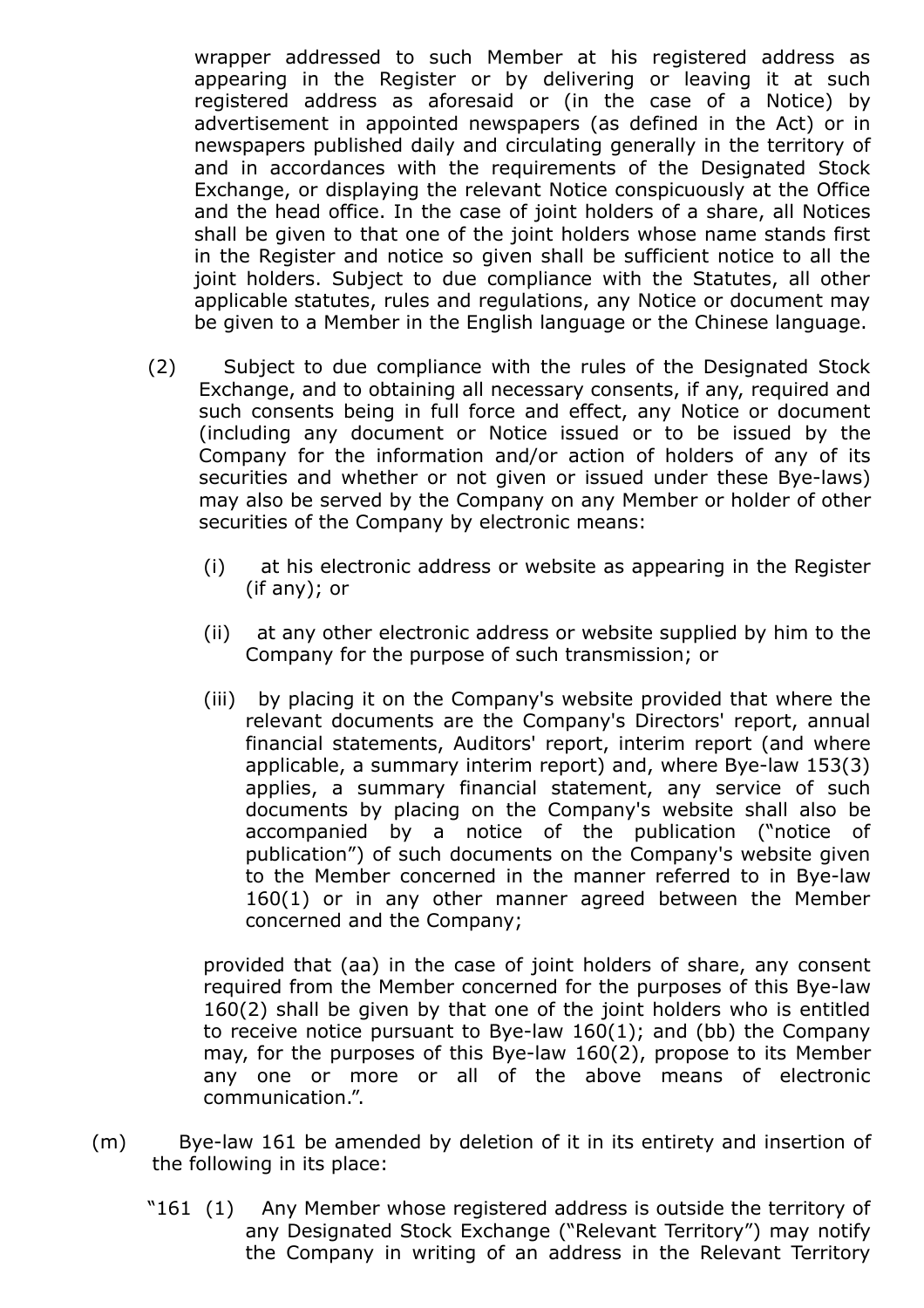wrapper addressed to such Member at his registered address as appearing in the Register or by delivering or leaving it at such registered address as aforesaid or (in the case of a Notice) by advertisement in appointed newspapers (as defined in the Act) or in newspapers published daily and circulating generally in the territory of and in accordances with the requirements of the Designated Stock Exchange, or displaying the relevant Notice conspicuously at the Office and the head office. In the case of joint holders of a share, all Notices shall be given to that one of the joint holders whose name stands first in the Register and notice so given shall be sufficient notice to all the joint holders. Subject to due compliance with the Statutes, all other applicable statutes, rules and regulations, any Notice or document may be given to a Member in the English language or the Chinese language.

(2) Subject to due compliance with the rules of the Designated Stock Exchange, and to obtaining all necessary consents, if any, required and such consents being in full force and effect, any Notice or document (including any document or Notice issued or to be issued by the Company for the information and/or action of holders of any of its securities and whether or not given or issued under these Bye-laws) may also be served by the Company on any Member or holder of other securities of the Company by electronic means:

(i) at his electronic address or website as appearing in the Register (if any); or

(ii) at any other electronic address or website supplied by him to the Company for the purpose of such transmission; or

(iii) by placing it on the Company's website provided that where the relevant documents are the Company's Directors' report, annual financial statements, Auditors' report, interim report (and where applicable, a summary interim report) and, where Bye-law 153(3) applies, a summary financial statement, any service of such documents by placing on the Company's website shall also be accompanied by a notice of the publication ("notice of publication") of such documents on the Company's website given to the Member concerned in the manner referred to in Bye-law 160(1) or in any other manner agreed between the Member concerned and the Company;

provided that (aa) in the case of joint holders of share, any consent required from the Member concerned for the purposes of this Bye-law 160(2) shall be given by that one of the joint holders who is entitled to receive notice pursuant to Bye-law 160(1); and (bb) the Company may, for the purposes of this Bye-law 160(2), propose to its Member any one or more or all of the above means of electronic communication.".

(m) Bye-law 161 be amended by deletion of it in its entirety and insertion of the following in its place:

"161 (1) Any Member whose registered address is outside the territory of any Designated Stock Exchange ("Relevant Territory") may notify the Company in writing of an address in the Relevant Territory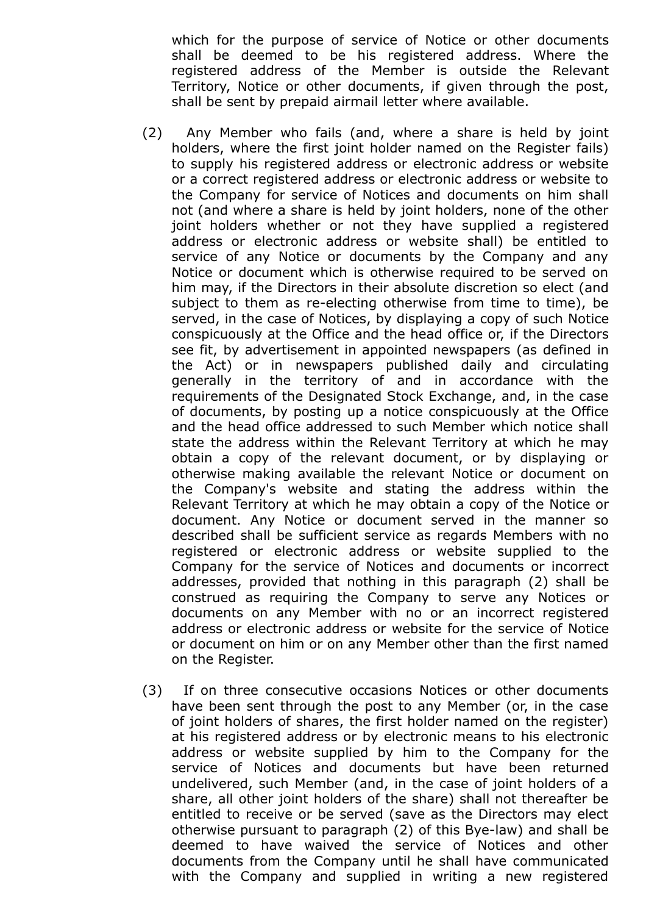which for the purpose of service of Notice or other documents shall be deemed to be his registered address. Where the registered address of the Member is outside the Relevant Territory, Notice or other documents, if given through the post, shall be sent by prepaid airmail letter where available.

(2) Any Member who fails (and, where a share is held by joint holders, where the first joint holder named on the Register fails) to supply his registered address or electronic address or website or a correct registered address or electronic address or website to the Company for service of Notices and documents on him shall not (and where a share is held by joint holders, none of the other joint holders whether or not they have supplied a registered address or electronic address or website shall) be entitled to service of any Notice or documents by the Company and any Notice or document which is otherwise required to be served on him may, if the Directors in their absolute discretion so elect (and subject to them as re-electing otherwise from time to time), be served, in the case of Notices, by displaying a copy of such Notice conspicuously at the Office and the head office or, if the Directors see fit, by advertisement in appointed newspapers (as defined in the Act) or in newspapers published daily and circulating generally in the territory of and in accordance with the requirements of the Designated Stock Exchange, and, in the case of documents, by posting up a notice conspicuously at the Office and the head office addressed to such Member which notice shall state the address within the Relevant Territory at which he may obtain a copy of the relevant document, or by displaying or otherwise making available the relevant Notice or document on the Company's website and stating the address within the Relevant Territory at which he may obtain a copy of the Notice or document. Any Notice or document served in the manner so described shall be sufficient service as regards Members with no registered or electronic address or website supplied to the Company for the service of Notices and documents or incorrect addresses, provided that nothing in this paragraph (2) shall be construed as requiring the Company to serve any Notices or documents on any Member with no or an incorrect registered address or electronic address or website for the service of Notice or document on him or on any Member other than the first named on the Register.

(3) If on three consecutive occasions Notices or other documents have been sent through the post to any Member (or, in the case of joint holders of shares, the first holder named on the register) at his registered address or by electronic means to his electronic address or website supplied by him to the Company for the service of Notices and documents but have been returned undelivered, such Member (and, in the case of joint holders of a share, all other joint holders of the share) shall not thereafter be entitled to receive or be served (save as the Directors may elect otherwise pursuant to paragraph (2) of this Bye-law) and shall be deemed to have waived the service of Notices and other documents from the Company until he shall have communicated with the Company and supplied in writing a new registered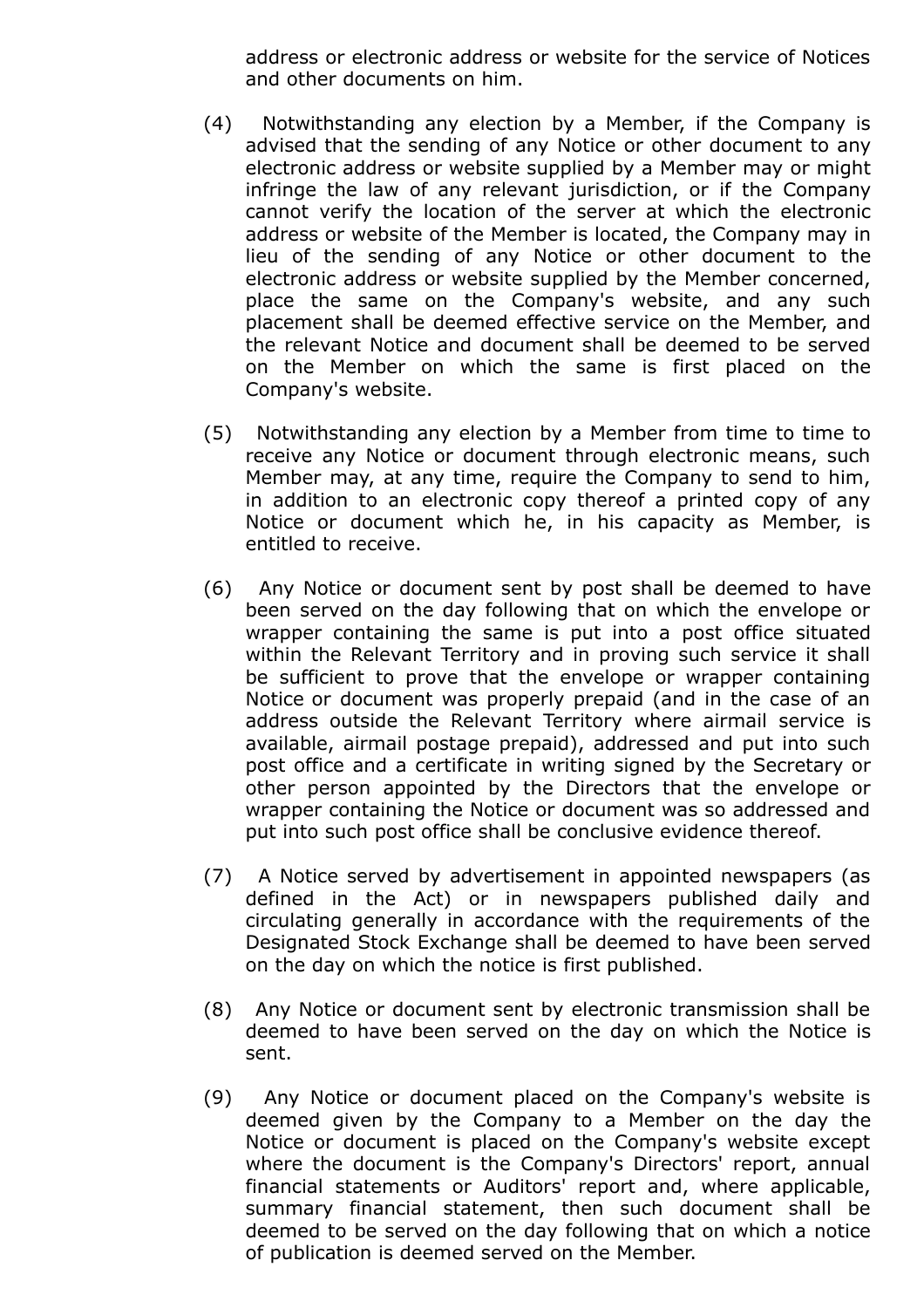address or electronic address or website for the service of Notices and other documents on him.

(4) Notwithstanding any election by a Member, if the Company is advised that the sending of any Notice or other document to any electronic address or website supplied by a Member may or might infringe the law of any relevant jurisdiction, or if the Company cannot verify the location of the server at which the electronic address or website of the Member is located, the Company may in lieu of the sending of any Notice or other document to the electronic address or website supplied by the Member concerned, place the same on the Company's website, and any such placement shall be deemed effective service on the Member, and the relevant Notice and document shall be deemed to be served on the Member on which the same is first placed on the Company's website.

(5) Notwithstanding any election by a Member from time to time to receive any Notice or document through electronic means, such Member may, at any time, require the Company to send to him, in addition to an electronic copy thereof a printed copy of any Notice or document which he, in his capacity as Member, is entitled to receive.

(6) Any Notice or document sent by post shall be deemed to have been served on the day following that on which the envelope or wrapper containing the same is put into a post office situated within the Relevant Territory and in proving such service it shall be sufficient to prove that the envelope or wrapper containing Notice or document was properly prepaid (and in the case of an address outside the Relevant Territory where airmail service is available, airmail postage prepaid), addressed and put into such post office and a certificate in writing signed by the Secretary or other person appointed by the Directors that the envelope or wrapper containing the Notice or document was so addressed and put into such post office shall be conclusive evidence thereof.

(7) A Notice served by advertisement in appointed newspapers (as defined in the Act) or in newspapers published daily and circulating generally in accordance with the requirements of the Designated Stock Exchange shall be deemed to have been served on the day on which the notice is first published.

(8) Any Notice or document sent by electronic transmission shall be deemed to have been served on the day on which the Notice is sent.

(9) Any Notice or document placed on the Company's website is deemed given by the Company to a Member on the day the Notice or document is placed on the Company's website except where the document is the Company's Directors' report, annual financial statements or Auditors' report and, where applicable, summary financial statement, then such document shall be deemed to be served on the day following that on which a notice of publication is deemed served on the Member.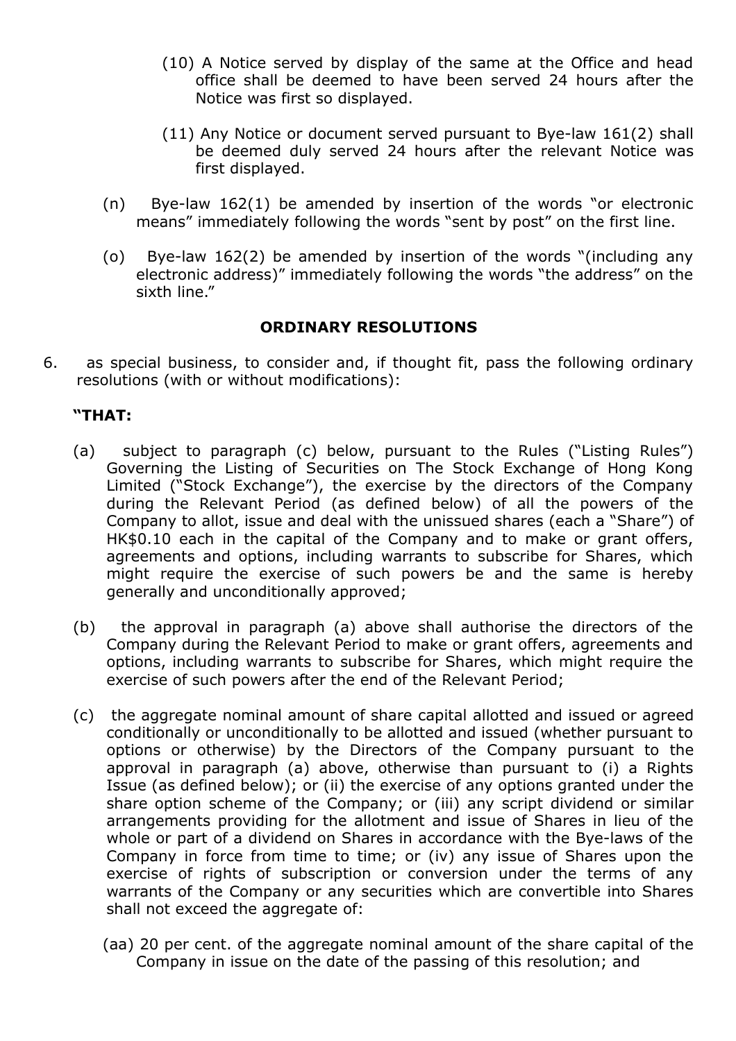(10) A Notice served by display of the same at the Office and head office shall be deemed to have been served 24 hours after the Notice was first so displayed.

(11) Any Notice or document served pursuant to Bye-law 161(2) shall be deemed duly served 24 hours after the relevant Notice was first displayed.

(n) Bye-law 162(1) be amended by insertion of the words "or electronic means" immediately following the words "sent by post" on the first line.

(o) Bye-law 162(2) be amended by insertion of the words "(including any electronic address)" immediately following the words "the address" on the sixth line."

**ORDINARY RESOLUTIONS**

6. as special business, to consider and, if thought fit, pass the following ordinary resolutions (with or without modifications):

**"THAT:**

(a) subject to paragraph (c) below, pursuant to the Rules ("Listing Rules") Governing the Listing of Securities on The Stock Exchange of Hong Kong Limited ("Stock Exchange"), the exercise by the directors of the Company during the Relevant Period (as defined below) of all the powers of the Company to allot, issue and deal with the unissued shares (each a "Share") of HK$0.10 each in the capital of the Company and to make or grant offers, agreements and options, including warrants to subscribe for Shares, which might require the exercise of such powers be and the same is hereby generally and unconditionally approved;

(b) the approval in paragraph (a) above shall authorise the directors of the Company during the Relevant Period to make or grant offers, agreements and options, including warrants to subscribe for Shares, which might require the exercise of such powers after the end of the Relevant Period;

(c) the aggregate nominal amount of share capital allotted and issued or agreed conditionally or unconditionally to be allotted and issued (whether pursuant to options or otherwise) by the Directors of the Company pursuant to the approval in paragraph (a) above, otherwise than pursuant to (i) a Rights Issue (as defined below); or (ii) the exercise of any options granted under the share option scheme of the Company; or (iii) any script dividend or similar arrangements providing for the allotment and issue of Shares in lieu of the whole or part of a dividend on Shares in accordance with the Bye-laws of the Company in force from time to time; or (iv) any issue of Shares upon the exercise of rights of subscription or conversion under the terms of any warrants of the Company or any securities which are convertible into Shares shall not exceed the aggregate of:

(aa) 20 per cent. of the aggregate nominal amount of the share capital of the Company in issue on the date of the passing of this resolution; and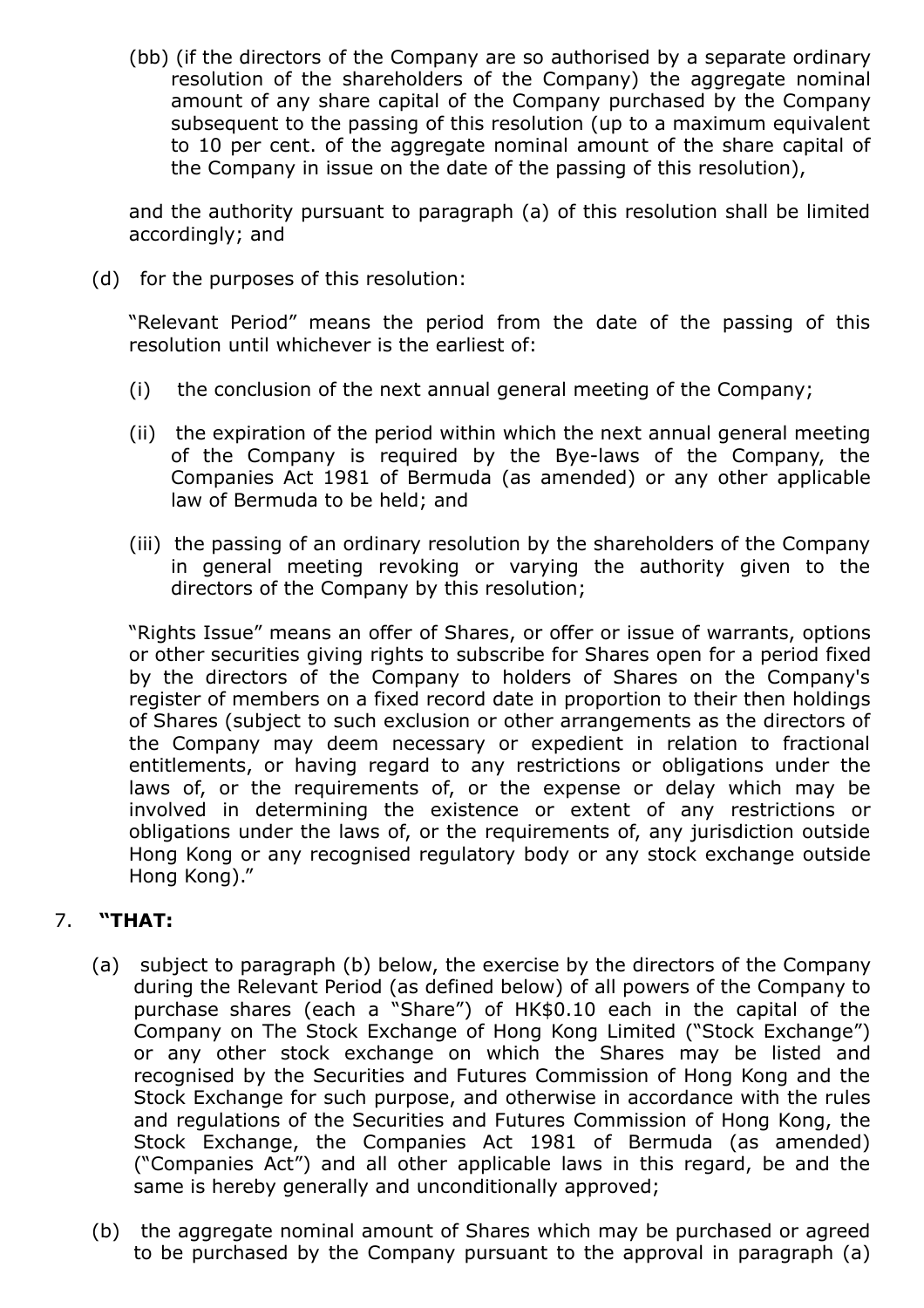(bb) (if the directors of the Company are so authorised by a separate ordinary resolution of the shareholders of the Company) the aggregate nominal amount of any share capital of the Company purchased by the Company subsequent to the passing of this resolution (up to a maximum equivalent to 10 per cent. of the aggregate nominal amount of the share capital of the Company in issue on the date of the passing of this resolution),

and the authority pursuant to paragraph (a) of this resolution shall be limited accordingly; and

(d) for the purposes of this resolution:

"Relevant Period" means the period from the date of the passing of this resolution until whichever is the earliest of:

(i) the conclusion of the next annual general meeting of the Company;

(ii) the expiration of the period within which the next annual general meeting of the Company is required by the Bye-laws of the Company, the Companies Act 1981 of Bermuda (as amended) or any other applicable law of Bermuda to be held; and

(iii) the passing of an ordinary resolution by the shareholders of the Company in general meeting revoking or varying the authority given to the directors of the Company by this resolution;

"Rights Issue" means an offer of Shares, or offer or issue of warrants, options or other securities giving rights to subscribe for Shares open for a period fixed by the directors of the Company to holders of Shares on the Company's register of members on a fixed record date in proportion to their then holdings of Shares (subject to such exclusion or other arrangements as the directors of the Company may deem necessary or expedient in relation to fractional entitlements, or having regard to any restrictions or obligations under the laws of, or the requirements of, or the expense or delay which may be involved in determining the existence or extent of any restrictions or obligations under the laws of, or the requirements of, any jurisdiction outside Hong Kong or any recognised regulatory body or any stock exchange outside Hong Kong)."

7. **"THAT:**

(a) subject to paragraph (b) below, the exercise by the directors of the Company during the Relevant Period (as defined below) of all powers of the Company to purchase shares (each a "Share") of HK$0.10 each in the capital of the Company on The Stock Exchange of Hong Kong Limited ("Stock Exchange") or any other stock exchange on which the Shares may be listed and recognised by the Securities and Futures Commission of Hong Kong and the Stock Exchange for such purpose, and otherwise in accordance with the rules and regulations of the Securities and Futures Commission of Hong Kong, the Stock Exchange, the Companies Act 1981 of Bermuda (as amended) ("Companies Act") and all other applicable laws in this regard, be and the same is hereby generally and unconditionally approved;

(b) the aggregate nominal amount of Shares which may be purchased or agreed to be purchased by the Company pursuant to the approval in paragraph (a)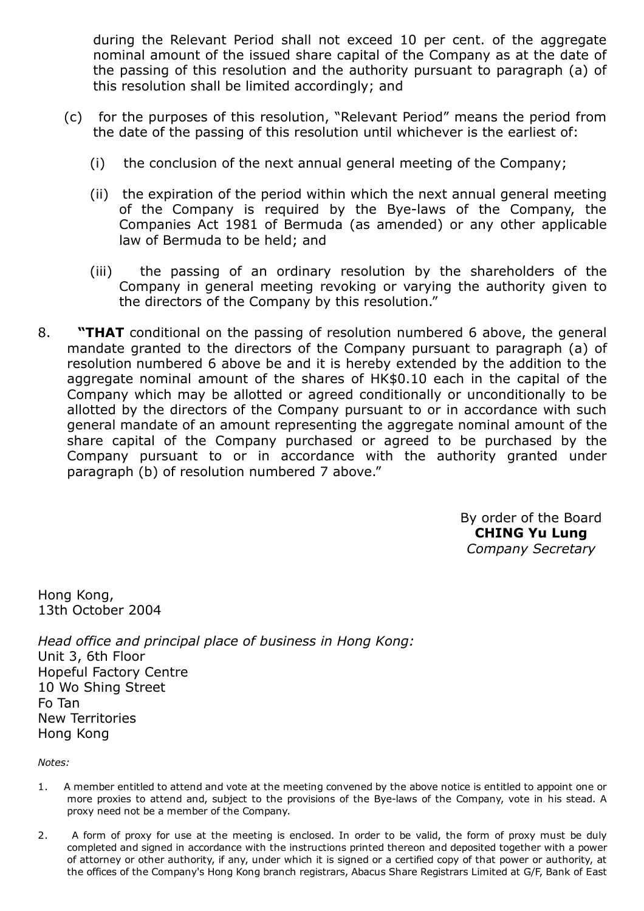during the Relevant Period shall not exceed 10 per cent. of the aggregate nominal amount of the issued share capital of the Company as at the date of the passing of this resolution and the authority pursuant to paragraph (a) of this resolution shall be limited accordingly; and

(c) for the purposes of this resolution, "Relevant Period" means the period from the date of the passing of this resolution until whichever is the earliest of:

(i) the conclusion of the next annual general meeting of the Company;

(ii) the expiration of the period within which the next annual general meeting of the Company is required by the Bye-laws of the Company, the Companies Act 1981 of Bermuda (as amended) or any other applicable law of Bermuda to be held; and

(iii) the passing of an ordinary resolution by the shareholders of the Company in general meeting revoking or varying the authority given to the directors of the Company by this resolution."

8. **"THAT** conditional on the passing of resolution numbered 6 above, the general mandate granted to the directors of the Company pursuant to paragraph (a) of resolution numbered 6 above be and it is hereby extended by the addition to the aggregate nominal amount of the shares of HK$0.10 each in the capital of the Company which may be allotted or agreed conditionally or unconditionally to be allotted by the directors of the Company pursuant to or in accordance with such general mandate of an amount representing the aggregate nominal amount of the share capital of the Company purchased or agreed to be purchased by the Company pursuant to or in accordance with the authority granted under paragraph (b) of resolution numbered 7 above."

By order of the Board
**CHING Yu Lung**
*Company Secretary*

Hong Kong,
13th October 2004

*Head office and principal place of business in Hong Kong:*
Unit 3, 6th Floor
Hopeful Factory Centre
10 Wo Shing Street
Fo Tan
New Territories
Hong Kong

*Notes:*

1. A member entitled to attend and vote at the meeting convened by the above notice is entitled to appoint one or more proxies to attend and, subject to the provisions of the Bye-laws of the Company, vote in his stead. A proxy need not be a member of the Company.

2. A form of proxy for use at the meeting is enclosed. In order to be valid, the form of proxy must be duly completed and signed in accordance with the instructions printed thereon and deposited together with a power of attorney or other authority, if any, under which it is signed or a certified copy of that power or authority, at the offices of the Company's Hong Kong branch registrars, Abacus Share Registrars Limited at G/F, Bank of East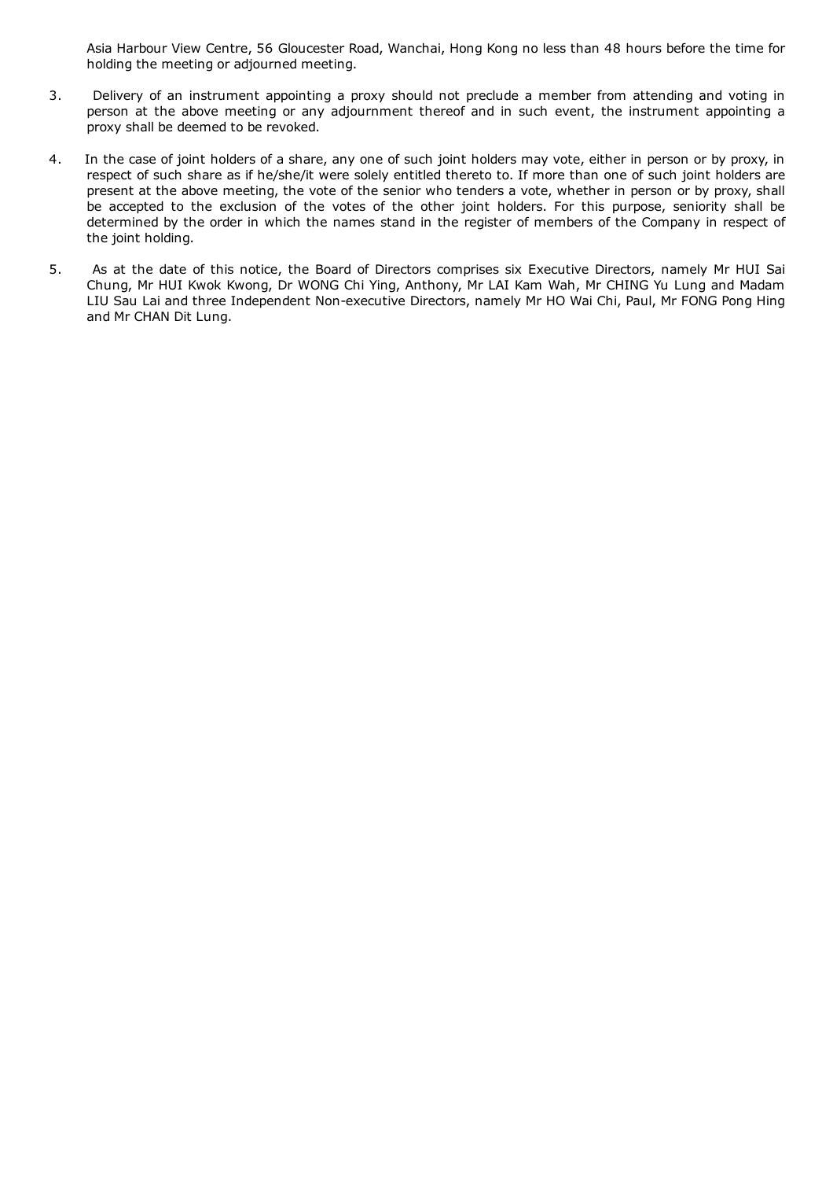Asia Harbour View Centre, 56 Gloucester Road, Wanchai, Hong Kong no less than 48 hours before the time for holding the meeting or adjourned meeting.

3. Delivery of an instrument appointing a proxy should not preclude a member from attending and voting in person at the above meeting or any adjournment thereof and in such event, the instrument appointing a proxy shall be deemed to be revoked.

4. In the case of joint holders of a share, any one of such joint holders may vote, either in person or by proxy, in respect of such share as if he/she/it were solely entitled thereto to. If more than one of such joint holders are present at the above meeting, the vote of the senior who tenders a vote, whether in person or by proxy, shall be accepted to the exclusion of the votes of the other joint holders. For this purpose, seniority shall be determined by the order in which the names stand in the register of members of the Company in respect of the joint holding.

5. As at the date of this notice, the Board of Directors comprises six Executive Directors, namely Mr HUI Sai Chung, Mr HUI Kwok Kwong, Dr WONG Chi Ying, Anthony, Mr LAI Kam Wah, Mr CHING Yu Lung and Madam LIU Sau Lai and three Independent Non-executive Directors, namely Mr HO Wai Chi, Paul, Mr FONG Pong Hing and Mr CHAN Dit Lung.